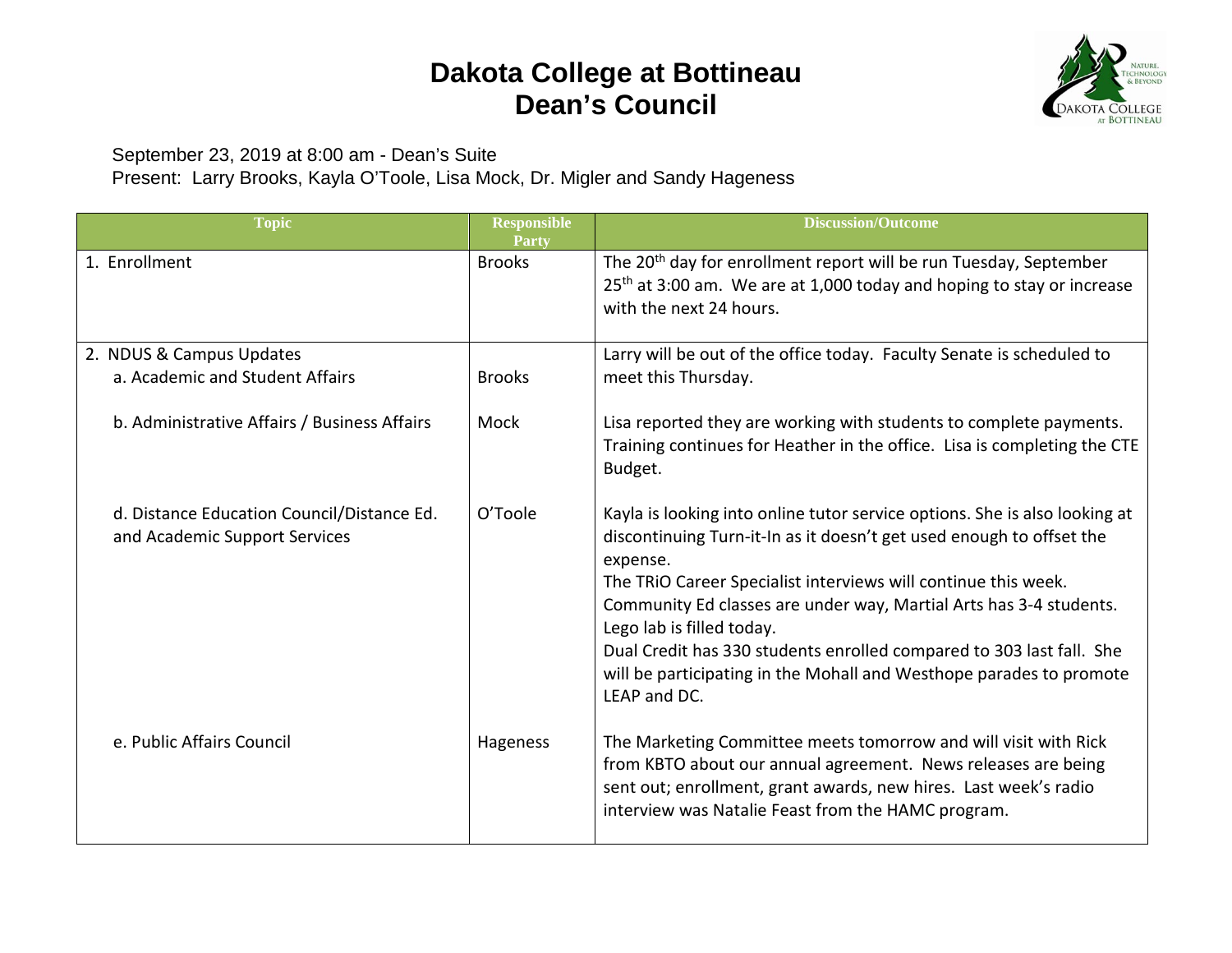# Dakota College at Bottineau
# Dean's Council

September 23, 2019 at 8:00 am - Dean's Suite

Present: Larry Brooks, Kayla O'Toole, Lisa Mock, Dr. Migler and Sandy Hageness

| Topic | Responsible Party | Discussion/Outcome |
|---|---|---|
| 1. Enrollment | Brooks | The 20th day for enrollment report will be run Tuesday, September 25th at 3:00 am. We are at 1,000 today and hoping to stay or increase with the next 24 hours. |
| 2. NDUS & Campus Updates<br>a. Academic and Student Affairs | Brooks | Larry will be out of the office today. Faculty Senate is scheduled to meet this Thursday. |
| b. Administrative Affairs / Business Affairs | Mock | Lisa reported they are working with students to complete payments. Training continues for Heather in the office. Lisa is completing the CTE Budget. |
| d. Distance Education Council/Distance Ed. and Academic Support Services | O'Toole | Kayla is looking into online tutor service options. She is also looking at discontinuing Turn-it-In as it doesn't get used enough to offset the expense.<br>The TRiO Career Specialist interviews will continue this week.<br>Community Ed classes are under way, Martial Arts has 3-4 students. Lego lab is filled today.<br>Dual Credit has 330 students enrolled compared to 303 last fall. She will be participating in the Mohall and Westhope parades to promote LEAP and DC. |
| e. Public Affairs Council | Hageness | The Marketing Committee meets tomorrow and will visit with Rick from KBTO about our annual agreement. News releases are being sent out; enrollment, grant awards, new hires. Last week's radio interview was Natalie Feast from the HAMC program. |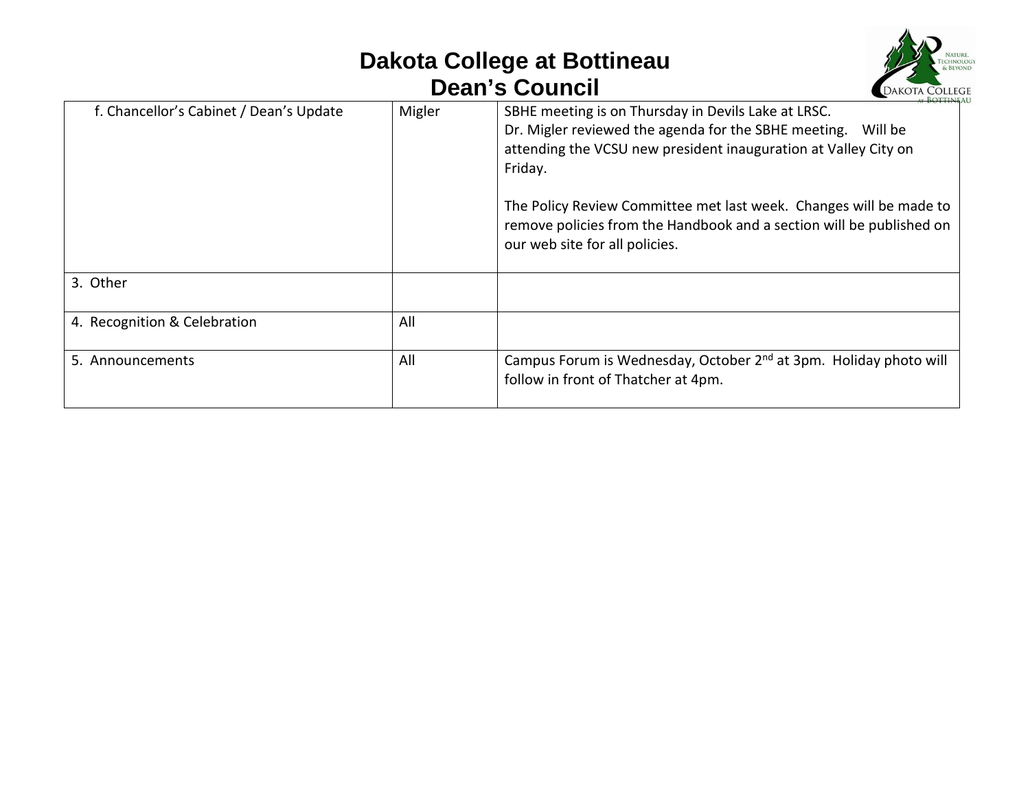# Dakota College at Bottineau
## Dean's Council

| | | |
|---|---|---|
| f. Chancellor's Cabinet / Dean's Update | Migler | SBHE meeting is on Thursday in Devils Lake at LRSC.<br>Dr. Migler reviewed the agenda for the SBHE meeting. Will be attending the VCSU new president inauguration at Valley City on Friday.<br><br>The Policy Review Committee met last week. Changes will be made to remove policies from the Handbook and a section will be published on our web site for all policies. |
| 3. Other | | |
| 4. Recognition & Celebration | All | |
| 5. Announcements | All | Campus Forum is Wednesday, October 2nd at 3pm. Holiday photo will follow in front of Thatcher at 4pm. |